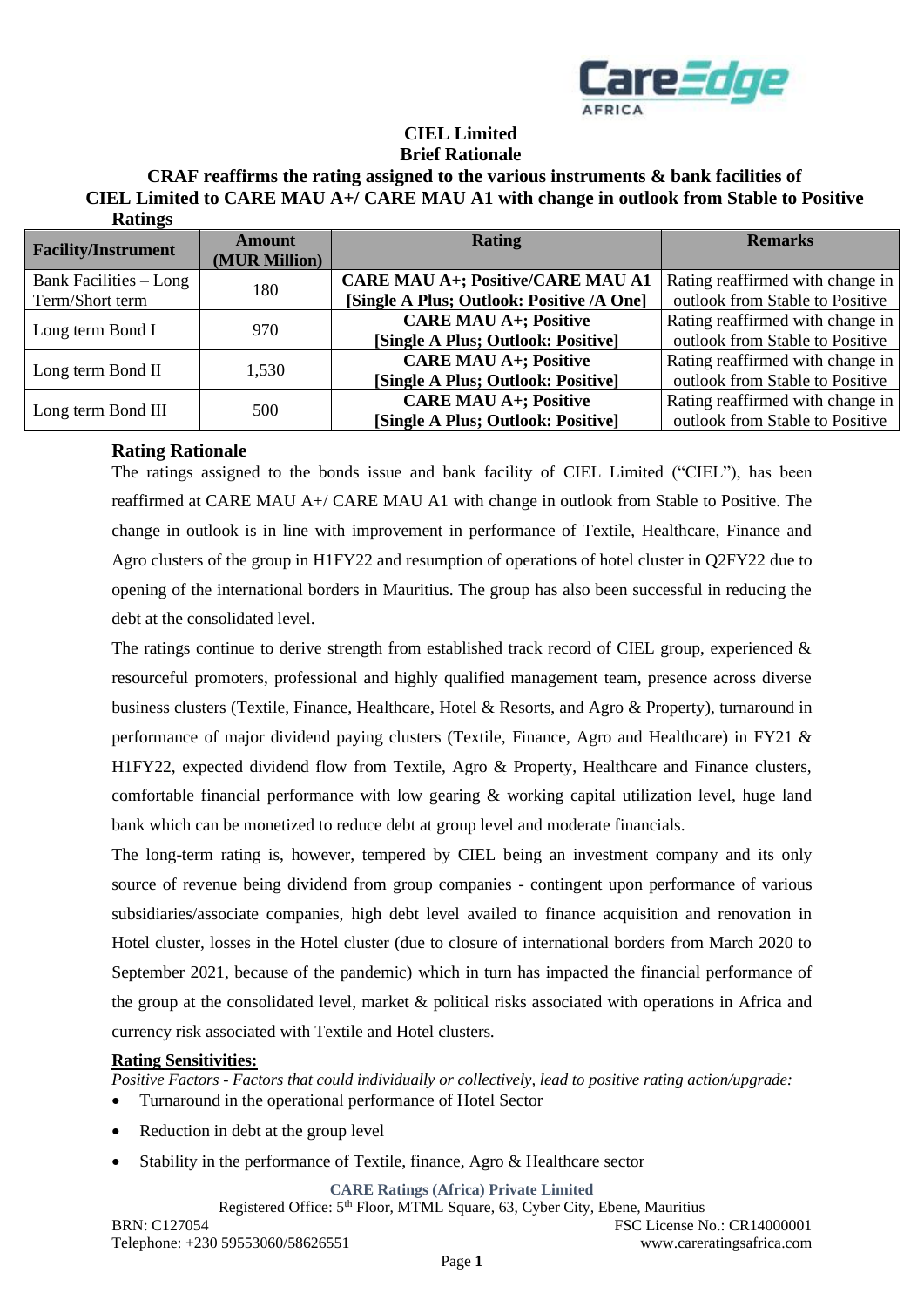# CIEL Limited

## Brief Rationale

### CRAF reaffirms the rating assigned to the various instruments & bank facilities of CIEL Limited to CARE MAU A+/ CARE MAU A1 with change in outlook from Stable to Positive

**Ratings**

| Facility/Instrument | Amount (MUR Million) | Rating | Remarks |
|---|---|---|---|
| Bank Facilities – Long Term/Short term | 180 | **CARE MAU A+; Positive/CARE MAU A1 [Single A Plus; Outlook: Positive /A One]** | Rating reaffirmed with change in outlook from Stable to Positive |
| Long term Bond I | 970 | **CARE MAU A+; Positive [Single A Plus; Outlook: Positive]** | Rating reaffirmed with change in outlook from Stable to Positive |
| Long term Bond II | 1,530 | **CARE MAU A+; Positive [Single A Plus; Outlook: Positive]** | Rating reaffirmed with change in outlook from Stable to Positive |
| Long term Bond III | 500 | **CARE MAU A+; Positive [Single A Plus; Outlook: Positive]** | Rating reaffirmed with change in outlook from Stable to Positive |

## Rating Rationale

The ratings assigned to the bonds issue and bank facility of CIEL Limited ("CIEL"), has been reaffirmed at CARE MAU A+/ CARE MAU A1 with change in outlook from Stable to Positive. The change in outlook is in line with improvement in performance of Textile, Healthcare, Finance and Agro clusters of the group in H1FY22 and resumption of operations of hotel cluster in Q2FY22 due to opening of the international borders in Mauritius. The group has also been successful in reducing the debt at the consolidated level.

The ratings continue to derive strength from established track record of CIEL group, experienced & resourceful promoters, professional and highly qualified management team, presence across diverse business clusters (Textile, Finance, Healthcare, Hotel & Resorts, and Agro & Property), turnaround in performance of major dividend paying clusters (Textile, Finance, Agro and Healthcare) in FY21 & H1FY22, expected dividend flow from Textile, Agro & Property, Healthcare and Finance clusters, comfortable financial performance with low gearing & working capital utilization level, huge land bank which can be monetized to reduce debt at group level and moderate financials.

The long-term rating is, however, tempered by CIEL being an investment company and its only source of revenue being dividend from group companies - contingent upon performance of various subsidiaries/associate companies, high debt level availed to finance acquisition and renovation in Hotel cluster, losses in the Hotel cluster (due to closure of international borders from March 2020 to September 2021, because of the pandemic) which in turn has impacted the financial performance of the group at the consolidated level, market & political risks associated with operations in Africa and currency risk associated with Textile and Hotel clusters.

**Rating Sensitivities:**

*Positive Factors - Factors that could individually or collectively, lead to positive rating action/upgrade:*

- Turnaround in the operational performance of Hotel Sector
- Reduction in debt at the group level
- Stability in the performance of Textile, finance, Agro & Healthcare sector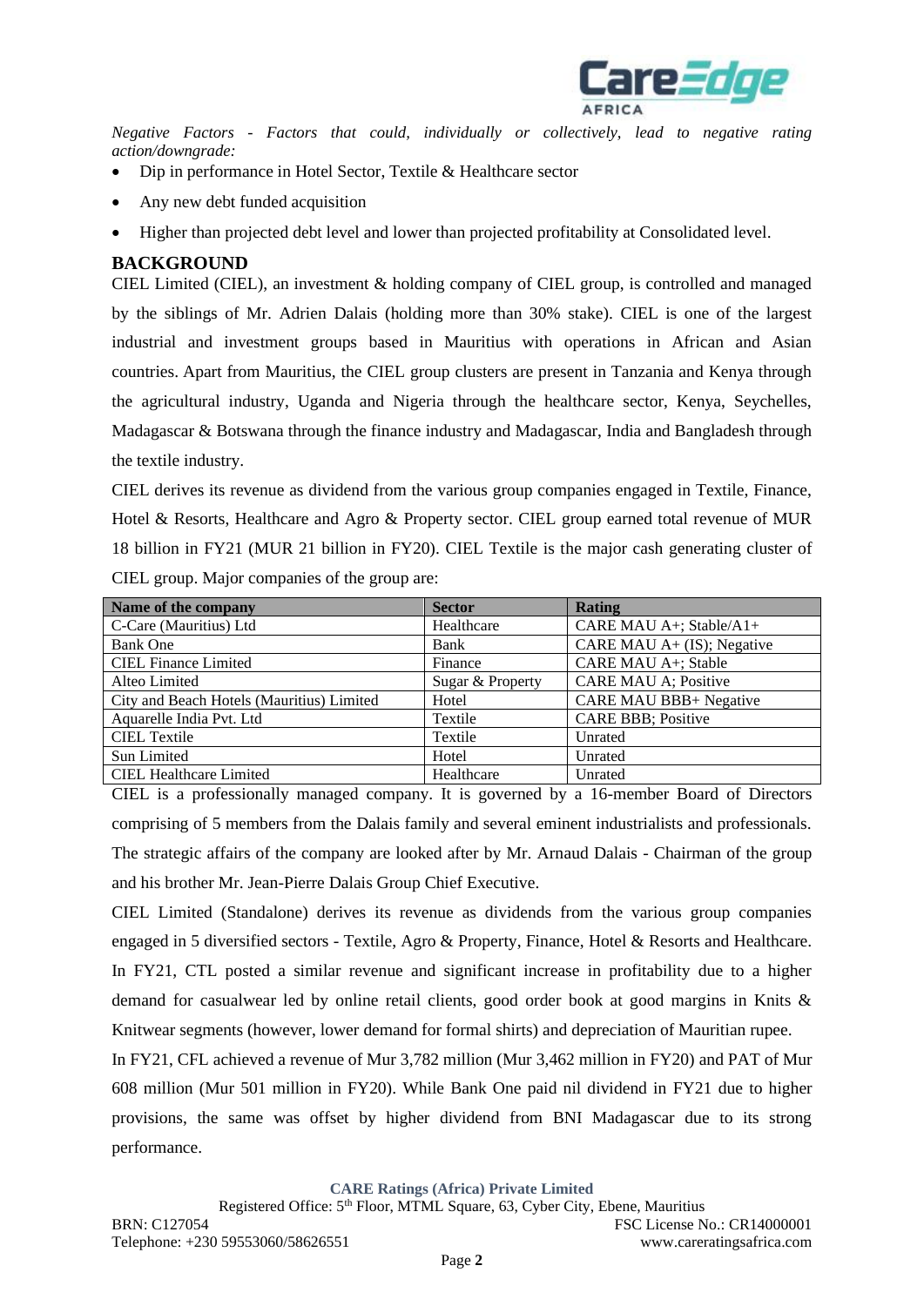*Negative Factors - Factors that could, individually or collectively, lead to negative rating action/downgrade:*

- Dip in performance in Hotel Sector, Textile & Healthcare sector
- Any new debt funded acquisition
- Higher than projected debt level and lower than projected profitability at Consolidated level.

## BACKGROUND

CIEL Limited (CIEL), an investment & holding company of CIEL group, is controlled and managed by the siblings of Mr. Adrien Dalais (holding more than 30% stake). CIEL is one of the largest industrial and investment groups based in Mauritius with operations in African and Asian countries. Apart from Mauritius, the CIEL group clusters are present in Tanzania and Kenya through the agricultural industry, Uganda and Nigeria through the healthcare sector, Kenya, Seychelles, Madagascar & Botswana through the finance industry and Madagascar, India and Bangladesh through the textile industry.

CIEL derives its revenue as dividend from the various group companies engaged in Textile, Finance, Hotel & Resorts, Healthcare and Agro & Property sector. CIEL group earned total revenue of MUR 18 billion in FY21 (MUR 21 billion in FY20). CIEL Textile is the major cash generating cluster of CIEL group. Major companies of the group are:

| Name of the company | Sector | Rating |
|---|---|---|
| C-Care (Mauritius) Ltd | Healthcare | CARE MAU A+; Stable/A1+ |
| Bank One | Bank | CARE MAU A+ (IS); Negative |
| CIEL Finance Limited | Finance | CARE MAU A+; Stable |
| Alteo Limited | Sugar & Property | CARE MAU A; Positive |
| City and Beach Hotels (Mauritius) Limited | Hotel | CARE MAU BBB+ Negative |
| Aquarelle India Pvt. Ltd | Textile | CARE BBB; Positive |
| CIEL Textile | Textile | Unrated |
| Sun Limited | Hotel | Unrated |
| CIEL Healthcare Limited | Healthcare | Unrated |

CIEL is a professionally managed company. It is governed by a 16-member Board of Directors comprising of 5 members from the Dalais family and several eminent industrialists and professionals. The strategic affairs of the company are looked after by Mr. Arnaud Dalais - Chairman of the group and his brother Mr. Jean-Pierre Dalais Group Chief Executive.

CIEL Limited (Standalone) derives its revenue as dividends from the various group companies engaged in 5 diversified sectors - Textile, Agro & Property, Finance, Hotel & Resorts and Healthcare. In FY21, CTL posted a similar revenue and significant increase in profitability due to a higher demand for casualwear led by online retail clients, good order book at good margins in Knits & Knitwear segments (however, lower demand for formal shirts) and depreciation of Mauritian rupee.

In FY21, CFL achieved a revenue of Mur 3,782 million (Mur 3,462 million in FY20) and PAT of Mur 608 million (Mur 501 million in FY20). While Bank One paid nil dividend in FY21 due to higher provisions, the same was offset by higher dividend from BNI Madagascar due to its strong performance.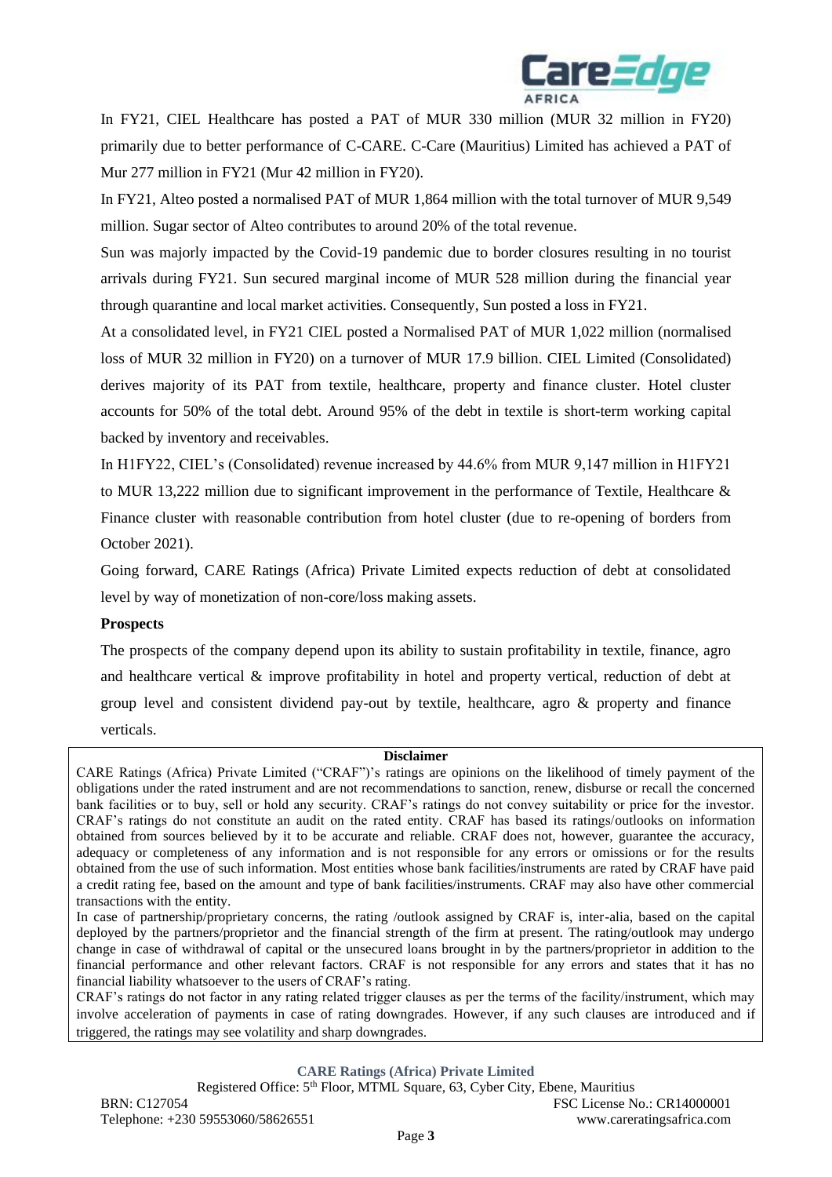In FY21, CIEL Healthcare has posted a PAT of MUR 330 million (MUR 32 million in FY20) primarily due to better performance of C-CARE. C-Care (Mauritius) Limited has achieved a PAT of Mur 277 million in FY21 (Mur 42 million in FY20).

In FY21, Alteo posted a normalised PAT of MUR 1,864 million with the total turnover of MUR 9,549 million. Sugar sector of Alteo contributes to around 20% of the total revenue.

Sun was majorly impacted by the Covid-19 pandemic due to border closures resulting in no tourist arrivals during FY21. Sun secured marginal income of MUR 528 million during the financial year through quarantine and local market activities. Consequently, Sun posted a loss in FY21.

At a consolidated level, in FY21 CIEL posted a Normalised PAT of MUR 1,022 million (normalised loss of MUR 32 million in FY20) on a turnover of MUR 17.9 billion. CIEL Limited (Consolidated) derives majority of its PAT from textile, healthcare, property and finance cluster. Hotel cluster accounts for 50% of the total debt. Around 95% of the debt in textile is short-term working capital backed by inventory and receivables.

In H1FY22, CIEL's (Consolidated) revenue increased by 44.6% from MUR 9,147 million in H1FY21 to MUR 13,222 million due to significant improvement in the performance of Textile, Healthcare & Finance cluster with reasonable contribution from hotel cluster (due to re-opening of borders from October 2021).

Going forward, CARE Ratings (Africa) Private Limited expects reduction of debt at consolidated level by way of monetization of non-core/loss making assets.

**Prospects**

The prospects of the company depend upon its ability to sustain profitability in textile, finance, agro and healthcare vertical & improve profitability in hotel and property vertical, reduction of debt at group level and consistent dividend pay-out by textile, healthcare, agro & property and finance verticals.

**Disclaimer**

CARE Ratings (Africa) Private Limited ("CRAF")'s ratings are opinions on the likelihood of timely payment of the obligations under the rated instrument and are not recommendations to sanction, renew, disburse or recall the concerned bank facilities or to buy, sell or hold any security. CRAF's ratings do not convey suitability or price for the investor. CRAF's ratings do not constitute an audit on the rated entity. CRAF has based its ratings/outlooks on information obtained from sources believed by it to be accurate and reliable. CRAF does not, however, guarantee the accuracy, adequacy or completeness of any information and is not responsible for any errors or omissions or for the results obtained from the use of such information. Most entities whose bank facilities/instruments are rated by CRAF have paid a credit rating fee, based on the amount and type of bank facilities/instruments. CRAF may also have other commercial transactions with the entity.

In case of partnership/proprietary concerns, the rating /outlook assigned by CRAF is, inter-alia, based on the capital deployed by the partners/proprietor and the financial strength of the firm at present. The rating/outlook may undergo change in case of withdrawal of capital or the unsecured loans brought in by the partners/proprietor in addition to the financial performance and other relevant factors. CRAF is not responsible for any errors and states that it has no financial liability whatsoever to the users of CRAF's rating.

CRAF's ratings do not factor in any rating related trigger clauses as per the terms of the facility/instrument, which may involve acceleration of payments in case of rating downgrades. However, if any such clauses are introduced and if triggered, the ratings may see volatility and sharp downgrades.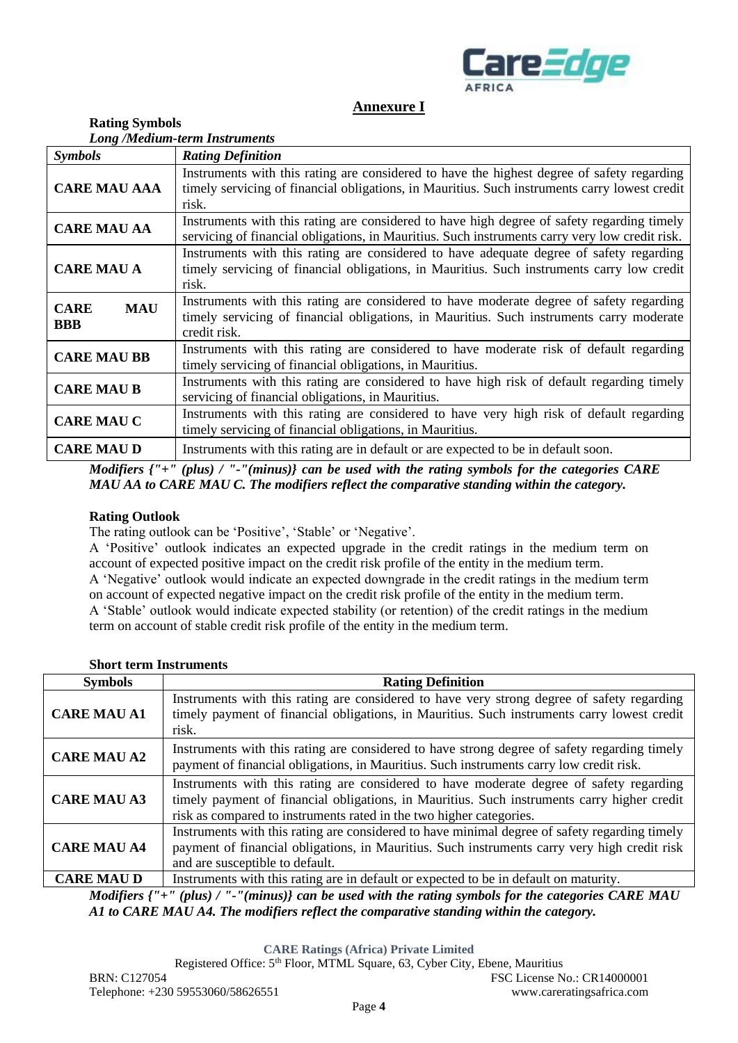## Annexure I

**Rating Symbols**

***Long /Medium-term Instruments***

| *Symbols* | *Rating Definition* |
|---|---|
| **CARE MAU AAA** | Instruments with this rating are considered to have the highest degree of safety regarding timely servicing of financial obligations, in Mauritius. Such instruments carry lowest credit risk. |
| **CARE MAU AA** | Instruments with this rating are considered to have high degree of safety regarding timely servicing of financial obligations, in Mauritius. Such instruments carry very low credit risk. |
| **CARE MAU A** | Instruments with this rating are considered to have adequate degree of safety regarding timely servicing of financial obligations, in Mauritius. Such instruments carry low credit risk. |
| **CARE MAU BBB** | Instruments with this rating are considered to have moderate degree of safety regarding timely servicing of financial obligations, in Mauritius. Such instruments carry moderate credit risk. |
| **CARE MAU BB** | Instruments with this rating are considered to have moderate risk of default regarding timely servicing of financial obligations, in Mauritius. |
| **CARE MAU B** | Instruments with this rating are considered to have high risk of default regarding timely servicing of financial obligations, in Mauritius. |
| **CARE MAU C** | Instruments with this rating are considered to have very high risk of default regarding timely servicing of financial obligations, in Mauritius. |
| **CARE MAU D** | Instruments with this rating are in default or are expected to be in default soon. |

***Modifiers {"+" (plus) / "-"(minus)} can be used with the rating symbols for the categories CARE MAU AA to CARE MAU C. The modifiers reflect the comparative standing within the category.***

**Rating Outlook**

The rating outlook can be 'Positive', 'Stable' or 'Negative'.

A 'Positive' outlook indicates an expected upgrade in the credit ratings in the medium term on account of expected positive impact on the credit risk profile of the entity in the medium term.

A 'Negative' outlook would indicate an expected downgrade in the credit ratings in the medium term on account of expected negative impact on the credit risk profile of the entity in the medium term.

A 'Stable' outlook would indicate expected stability (or retention) of the credit ratings in the medium term on account of stable credit risk profile of the entity in the medium term.

**Short term Instruments**

| **Symbols** | **Rating Definition** |
|---|---|
| **CARE MAU A1** | Instruments with this rating are considered to have very strong degree of safety regarding timely payment of financial obligations, in Mauritius. Such instruments carry lowest credit risk. |
| **CARE MAU A2** | Instruments with this rating are considered to have strong degree of safety regarding timely payment of financial obligations, in Mauritius. Such instruments carry low credit risk. |
| **CARE MAU A3** | Instruments with this rating are considered to have moderate degree of safety regarding timely payment of financial obligations, in Mauritius. Such instruments carry higher credit risk as compared to instruments rated in the two higher categories. |
| **CARE MAU A4** | Instruments with this rating are considered to have minimal degree of safety regarding timely payment of financial obligations, in Mauritius. Such instruments carry very high credit risk and are susceptible to default. |
| **CARE MAU D** | Instruments with this rating are in default or expected to be in default on maturity. |

***Modifiers {"+" (plus) / "-"(minus)} can be used with the rating symbols for the categories CARE MAU A1 to CARE MAU A4. The modifiers reflect the comparative standing within the category.***

**CARE Ratings (Africa) Private Limited**

Registered Office: 5th Floor, MTML Square, 63, Cyber City, Ebene, Mauritius

BRN: C127054 FSC License No.: CR14000001

Telephone: +230 59553060/58626551 www.careratingsafrica.com